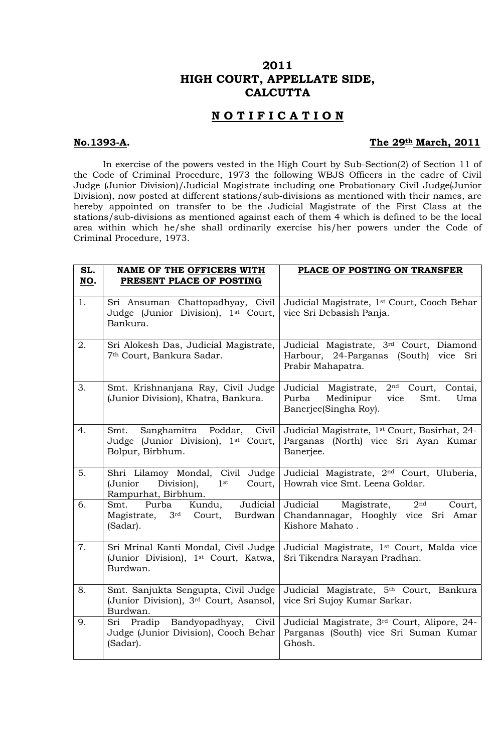# 2011
# HIGH COURT, APPELLATE SIDE, CALCUTTA

## N O T I F I C A T I O N

**No.1393-A.** **The 29th March, 2011**

In exercise of the powers vested in the High Court by Sub-Section(2) of Section 11 of the Code of Criminal Procedure, 1973 the following WBJS Officers in the cadre of Civil Judge (Junior Division)/Judicial Magistrate including one Probationary Civil Judge(Junior Division), now posted at different stations/sub-divisions as mentioned with their names, are hereby appointed on transfer to be the Judicial Magistrate of the First Class at the stations/sub-divisions as mentioned against each of them 4 which is defined to be the local area within which he/she shall ordinarily exercise his/her powers under the Code of Criminal Procedure, 1973.

| SL. NO. | NAME OF THE OFFICERS WITH PRESENT PLACE OF POSTING | PLACE OF POSTING ON TRANSFER |
|---|---|---|
| 1. | Sri Ansuman Chattopadhyay, Civil Judge (Junior Division), 1st Court, Bankura. | Judicial Magistrate, 1st Court, Cooch Behar vice Sri Debasish Panja. |
| 2. | Sri Alokesh Das, Judicial Magistrate, 7th Court, Bankura Sadar. | Judicial Magistrate, 3rd Court, Diamond Harbour, 24-Parganas (South) vice Sri Prabir Mahapatra. |
| 3. | Smt. Krishnanjana Ray, Civil Judge (Junior Division), Khatra, Bankura. | Judicial Magistrate, 2nd Court, Contai, Purba Medinipur vice Smt. Uma Banerjee(Singha Roy). |
| 4. | Smt. Sanghamitra Poddar, Civil Judge (Junior Division), 1st Court, Bolpur, Birbhum. | Judicial Magistrate, 1st Court, Basirhat, 24-Parganas (North) vice Sri Ayan Kumar Banerjee. |
| 5. | Shri Lilamoy Mondal, Civil Judge (Junior Division), 1st Court, Rampurhat, Birbhum. | Judicial Magistrate, 2nd Court, Uluberia, Howrah vice Smt. Leena Goldar. |
| 6. | Smt. Purba Kundu, Judicial Magistrate, 3rd Court, Burdwan (Sadar). | Judicial Magistrate, 2nd Court, Chandannagar, Hooghly vice Sri Amar Kishore Mahato . |
| 7. | Sri Mrinal Kanti Mondal, Civil Judge (Junior Division), 1st Court, Katwa, Burdwan. | Judicial Magistrate, 1st Court, Malda vice Sri Tikendra Narayan Pradhan. |
| 8. | Smt. Sanjukta Sengupta, Civil Judge (Junior Division), 3rd Court, Asansol, Burdwan. | Judicial Magistrate, 5th Court, Bankura vice Sri Sujoy Kumar Sarkar. |
| 9. | Sri Pradip Bandyopadhyay, Civil Judge (Junior Division), Cooch Behar (Sadar). | Judicial Magistrate, 3rd Court, Alipore, 24-Parganas (South) vice Sri Suman Kumar Ghosh. |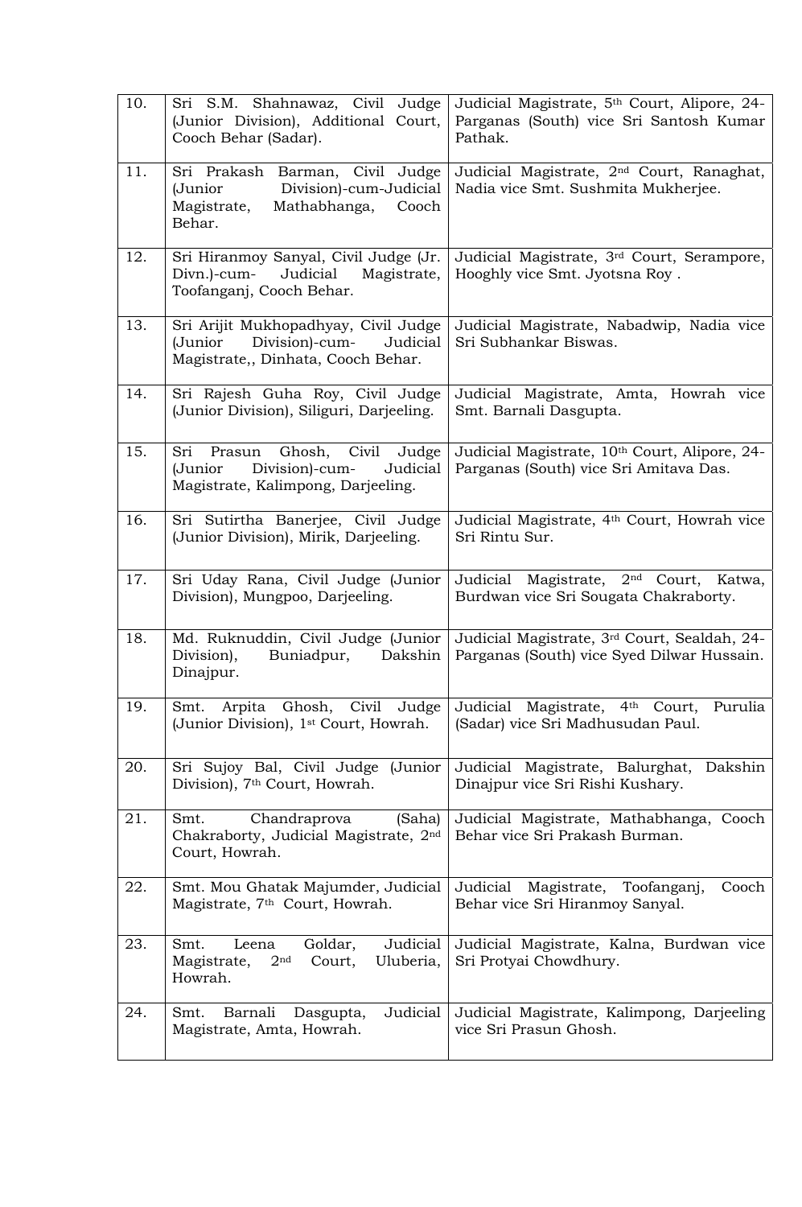| | | |
|---|---|---|
| 10. | Sri S.M. Shahnawaz, Civil Judge (Junior Division), Additional Court, Cooch Behar (Sadar). | Judicial Magistrate, 5th Court, Alipore, 24-Parganas (South) vice Sri Santosh Kumar Pathak. |
| 11. | Sri Prakash Barman, Civil Judge (Junior Division)-cum-Judicial Magistrate, Mathabhanga, Cooch Behar. | Judicial Magistrate, 2nd Court, Ranaghat, Nadia vice Smt. Sushmita Mukherjee. |
| 12. | Sri Hiranmoy Sanyal, Civil Judge (Jr. Divn.)-cum- Judicial Magistrate, Toofanganj, Cooch Behar. | Judicial Magistrate, 3rd Court, Serampore, Hooghly vice Smt. Jyotsna Roy . |
| 13. | Sri Arijit Mukhopadhyay, Civil Judge (Junior Division)-cum- Judicial Magistrate,, Dinhata, Cooch Behar. | Judicial Magistrate, Nabadwip, Nadia vice Sri Subhankar Biswas. |
| 14. | Sri Rajesh Guha Roy, Civil Judge (Junior Division), Siliguri, Darjeeling. | Judicial Magistrate, Amta, Howrah vice Smt. Barnali Dasgupta. |
| 15. | Sri Prasun Ghosh, Civil Judge (Junior Division)-cum- Judicial Magistrate, Kalimpong, Darjeeling. | Judicial Magistrate, 10th Court, Alipore, 24-Parganas (South) vice Sri Amitava Das. |
| 16. | Sri Sutirtha Banerjee, Civil Judge (Junior Division), Mirik, Darjeeling. | Judicial Magistrate, 4th Court, Howrah vice Sri Rintu Sur. |
| 17. | Sri Uday Rana, Civil Judge (Junior Division), Mungpoo, Darjeeling. | Judicial Magistrate, 2nd Court, Katwa, Burdwan vice Sri Sougata Chakraborty. |
| 18. | Md. Ruknuddin, Civil Judge (Junior Division), Buniadpur, Dakshin Dinajpur. | Judicial Magistrate, 3rd Court, Sealdah, 24-Parganas (South) vice Syed Dilwar Hussain. |
| 19. | Smt. Arpita Ghosh, Civil Judge (Junior Division), 1st Court, Howrah. | Judicial Magistrate, 4th Court, Purulia (Sadar) vice Sri Madhusudan Paul. |
| 20. | Sri Sujoy Bal, Civil Judge (Junior Division), 7th Court, Howrah. | Judicial Magistrate, Balurghat, Dakshin Dinajpur vice Sri Rishi Kushary. |
| 21. | Smt. Chandraprova (Saha) Chakraborty, Judicial Magistrate, 2nd Court, Howrah. | Judicial Magistrate, Mathabhanga, Cooch Behar vice Sri Prakash Burman. |
| 22. | Smt. Mou Ghatak Majumder, Judicial Magistrate, 7th Court, Howrah. | Judicial Magistrate, Toofanganj, Cooch Behar vice Sri Hiranmoy Sanyal. |
| 23. | Smt. Leena Goldar, Judicial Magistrate, 2nd Court, Uluberia, Howrah. | Judicial Magistrate, Kalna, Burdwan vice Sri Protyai Chowdhury. |
| 24. | Smt. Barnali Dasgupta, Judicial Magistrate, Amta, Howrah. | Judicial Magistrate, Kalimpong, Darjeeling vice Sri Prasun Ghosh. |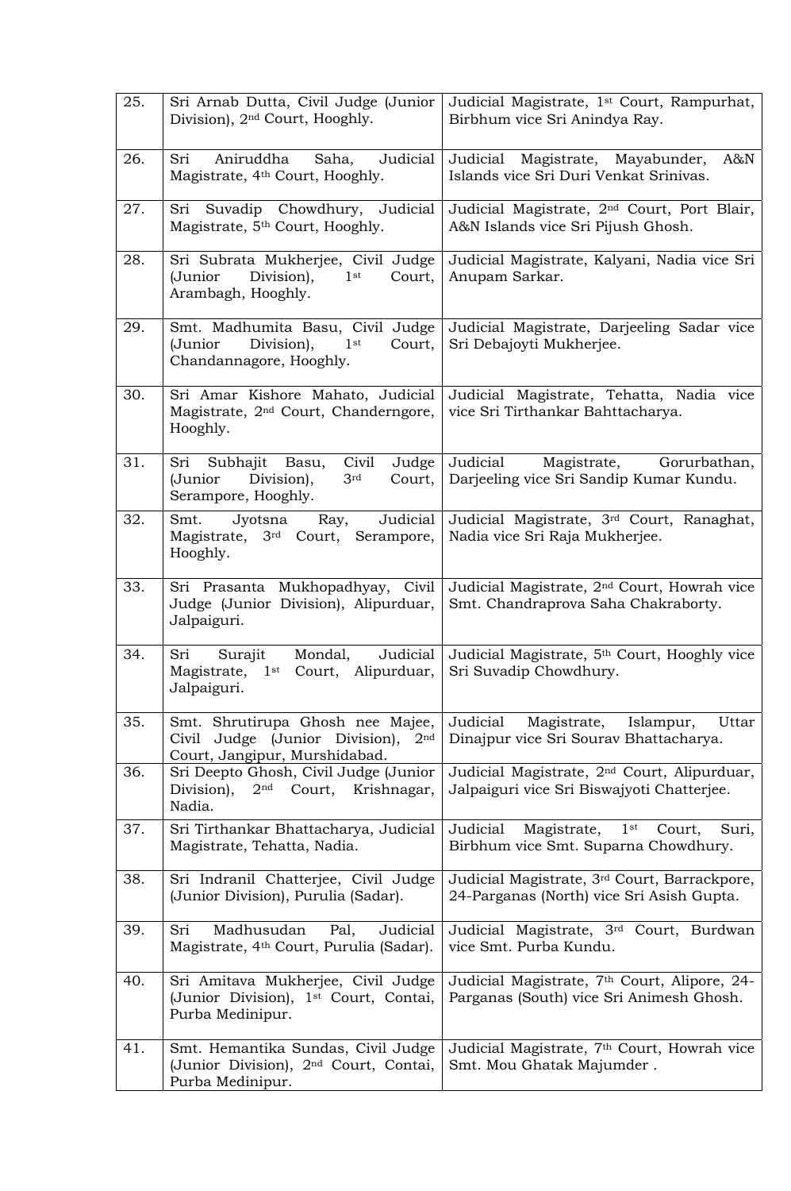| | | |
|---|---|---|
| 25. | Sri Arnab Dutta, Civil Judge (Junior Division), 2nd Court, Hooghly. | Judicial Magistrate, 1st Court, Rampurhat, Birbhum vice Sri Anindya Ray. |
| 26. | Sri Aniruddha Saha, Judicial Magistrate, 4th Court, Hooghly. | Judicial Magistrate, Mayabunder, A&N Islands vice Sri Duri Venkat Srinivas. |
| 27. | Sri Suvadip Chowdhury, Judicial Magistrate, 5th Court, Hooghly. | Judicial Magistrate, 2nd Court, Port Blair, A&N Islands vice Sri Pijush Ghosh. |
| 28. | Sri Subrata Mukherjee, Civil Judge (Junior Division), 1st Court, Arambagh, Hooghly. | Judicial Magistrate, Kalyani, Nadia vice Sri Anupam Sarkar. |
| 29. | Smt. Madhumita Basu, Civil Judge (Junior Division), 1st Court, Chandannagore, Hooghly. | Judicial Magistrate, Darjeeling Sadar vice Sri Debajoyti Mukherjee. |
| 30. | Sri Amar Kishore Mahato, Judicial Magistrate, 2nd Court, Chanderngore, Hooghly. | Judicial Magistrate, Tehatta, Nadia vice vice Sri Tirthankar Bahttacharya. |
| 31. | Sri Subhajit Basu, Civil Judge (Junior Division), 3rd Court, Serampore, Hooghly. | Judicial Magistrate, Gorurbathan, Darjeeling vice Sri Sandip Kumar Kundu. |
| 32. | Smt. Jyotsna Ray, Judicial Magistrate, 3rd Court, Serampore, Hooghly. | Judicial Magistrate, 3rd Court, Ranaghat, Nadia vice Sri Raja Mukherjee. |
| 33. | Sri Prasanta Mukhopadhyay, Civil Judge (Junior Division), Alipurduar, Jalpaiguri. | Judicial Magistrate, 2nd Court, Howrah vice Smt. Chandraprova Saha Chakraborty. |
| 34. | Sri Surajit Mondal, Judicial Magistrate, 1st Court, Alipurduar, Jalpaiguri. | Judicial Magistrate, 5th Court, Hooghly vice Sri Suvadip Chowdhury. |
| 35. | Smt. Shrutirupa Ghosh nee Majee, Civil Judge (Junior Division), 2nd Court, Jangipur, Murshidabad. | Judicial Magistrate, Islampur, Uttar Dinajpur vice Sri Sourav Bhattacharya. |
| 36. | Sri Deepto Ghosh, Civil Judge (Junior Division), 2nd Court, Krishnagar, Nadia. | Judicial Magistrate, 2nd Court, Alipurduar, Jalpaiguri vice Sri Biswajyoti Chatterjee. |
| 37. | Sri Tirthankar Bhattacharya, Judicial Magistrate, Tehatta, Nadia. | Judicial Magistrate, 1st Court, Suri, Birbhum vice Smt. Suparna Chowdhury. |
| 38. | Sri Indranil Chatterjee, Civil Judge (Junior Division), Purulia (Sadar). | Judicial Magistrate, 3rd Court, Barrackpore, 24-Parganas (North) vice Sri Asish Gupta. |
| 39. | Sri Madhusudan Pal, Judicial Magistrate, 4th Court, Purulia (Sadar). | Judicial Magistrate, 3rd Court, Burdwan vice Smt. Purba Kundu. |
| 40. | Sri Amitava Mukherjee, Civil Judge (Junior Division), 1st Court, Contai, Purba Medinipur. | Judicial Magistrate, 7th Court, Alipore, 24-Parganas (South) vice Sri Animesh Ghosh. |
| 41. | Smt. Hemantika Sundas, Civil Judge (Junior Division), 2nd Court, Contai, Purba Medinipur. | Judicial Magistrate, 7th Court, Howrah vice Smt. Mou Ghatak Majumder . |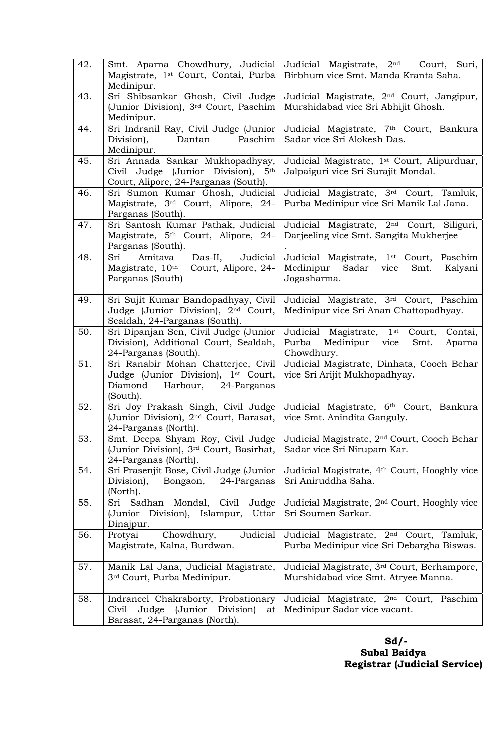| | | |
|---|---|---|
| 42. | Smt. Aparna Chowdhury, Judicial Magistrate, 1st Court, Contai, Purba Medinipur. | Judicial Magistrate, 2nd Court, Suri, Birbhum vice Smt. Manda Kranta Saha. |
| 43. | Sri Shibsankar Ghosh, Civil Judge (Junior Division), 3rd Court, Paschim Medinipur. | Judicial Magistrate, 2nd Court, Jangipur, Murshidabad vice Sri Abhijit Ghosh. |
| 44. | Sri Indranil Ray, Civil Judge (Junior Division), Dantan Paschim Medinipur. | Judicial Magistrate, 7th Court, Bankura Sadar vice Sri Alokesh Das. |
| 45. | Sri Annada Sankar Mukhopadhyay, Civil Judge (Junior Division), 5th Court, Alipore, 24-Parganas (South). | Judicial Magistrate, 1st Court, Alipurduar, Jalpaiguri vice Sri Surajit Mondal. |
| 46. | Sri Sumon Kumar Ghosh, Judicial Magistrate, 3rd Court, Alipore, 24-Parganas (South). | Judicial Magistrate, 3rd Court, Tamluk, Purba Medinipur vice Sri Manik Lal Jana. |
| 47. | Sri Santosh Kumar Pathak, Judicial Magistrate, 5th Court, Alipore, 24-Parganas (South). | Judicial Magistrate, 2nd Court, Siliguri, Darjeeling vice Smt. Sangita Mukherjee. |
| 48. | Sri Amitava Das-II, Judicial Magistrate, 10th Court, Alipore, 24-Parganas (South) | Judicial Magistrate, 1st Court, Paschim Medinipur Sadar vice Smt. Kalyani Jogasharma. |
| 49. | Sri Sujit Kumar Bandopadhyay, Civil Judge (Junior Division), 2nd Court, Sealdah, 24-Parganas (South). | Judicial Magistrate, 3rd Court, Paschim Medinipur vice Sri Anan Chattopadhyay. |
| 50. | Sri Dipanjan Sen, Civil Judge (Junior Division), Additional Court, Sealdah, 24-Parganas (South). | Judicial Magistrate, 1st Court, Contai, Purba Medinipur vice Smt. Aparna Chowdhury. |
| 51. | Sri Ranabir Mohan Chatterjee, Civil Judge (Junior Division), 1st Court, Diamond Harbour, 24-Parganas (South). | Judicial Magistrate, Dinhata, Cooch Behar vice Sri Arijit Mukhopadhyay. |
| 52. | Sri Joy Prakash Singh, Civil Judge (Junior Division), 2nd Court, Barasat, 24-Parganas (North). | Judicial Magistrate, 6th Court, Bankura vice Smt. Anindita Ganguly. |
| 53. | Smt. Deepa Shyam Roy, Civil Judge (Junior Division), 3rd Court, Basirhat, 24-Parganas (North). | Judicial Magistrate, 2nd Court, Cooch Behar Sadar vice Sri Nirupam Kar. |
| 54. | Sri Prasenjit Bose, Civil Judge (Junior Division), Bongaon, 24-Parganas (North). | Judicial Magistrate, 4th Court, Hooghly vice Sri Aniruddha Saha. |
| 55. | Sri Sadhan Mondal, Civil Judge (Junior Division), Islampur, Uttar Dinajpur. | Judicial Magistrate, 2nd Court, Hooghly vice Sri Soumen Sarkar. |
| 56. | Protyai Chowdhury, Judicial Magistrate, Kalna, Burdwan. | Judicial Magistrate, 2nd Court, Tamluk, Purba Medinipur vice Sri Debargha Biswas. |
| 57. | Manik Lal Jana, Judicial Magistrate, 3rd Court, Purba Medinipur. | Judicial Magistrate, 3rd Court, Berhampore, Murshidabad vice Smt. Atryee Manna. |
| 58. | Indraneel Chakraborty, Probationary Civil Judge (Junior Division) at Barasat, 24-Parganas (North). | Judicial Magistrate, 2nd Court, Paschim Medinipur Sadar vice vacant. |

**Sd/-**
**Subal Baidya**
**Registrar (Judicial Service)**